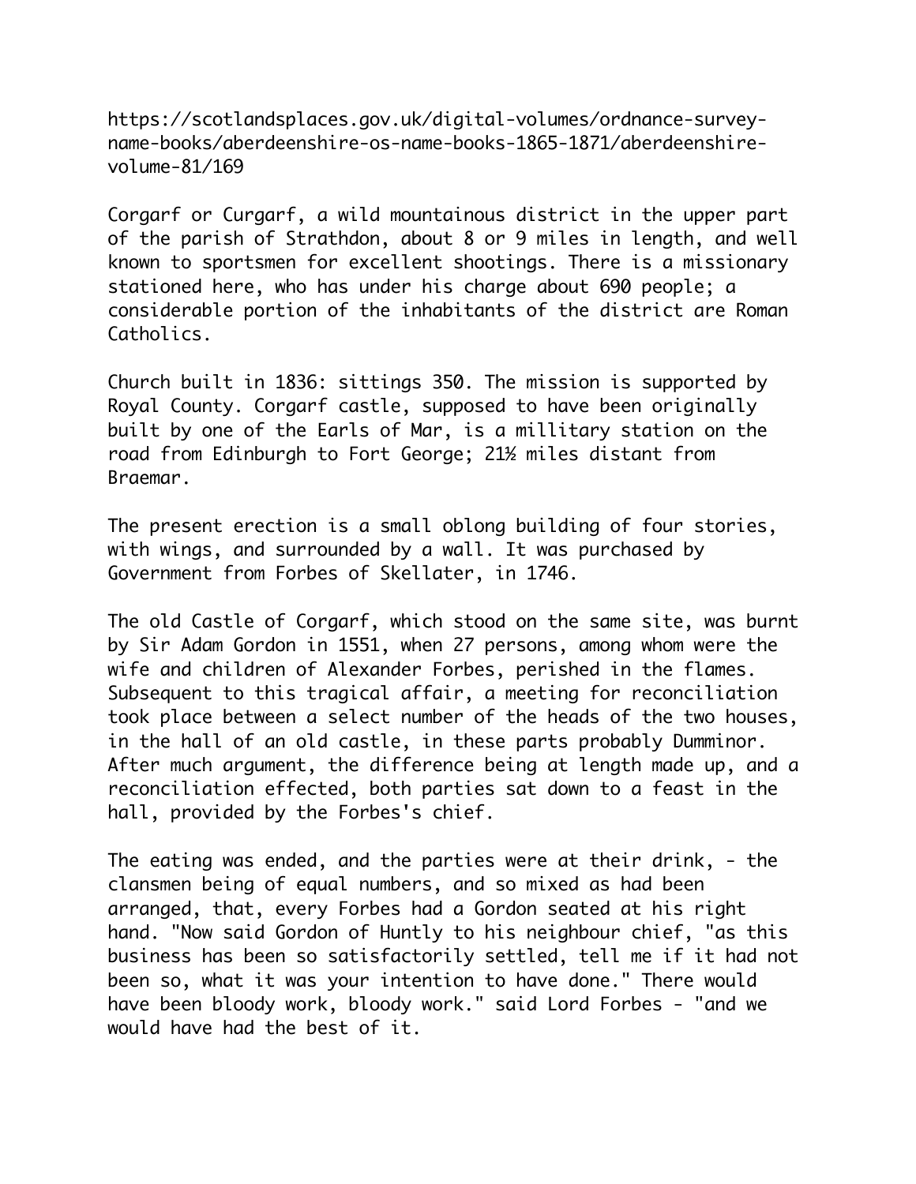https://scotlandsplaces.gov.uk/digital-volumes/ordnance-survey-name-books/aberdeenshire-os-name-books-1865-1871/aberdeenshire-volume-81/169

Corgarf or Curgarf, a wild mountainous district in the upper part of the parish of Strathdon, about 8 or 9 miles in length, and well known to sportsmen for excellent shootings. There is a missionary stationed here, who has under his charge about 690 people; a considerable portion of the inhabitants of the district are Roman Catholics.

Church built in 1836: sittings 350. The mission is supported by Royal County. Corgarf castle, supposed to have been originally built by one of the Earls of Mar, is a millitary station on the road from Edinburgh to Fort George; 21½ miles distant from Braemar.

The present erection is a small oblong building of four stories, with wings, and surrounded by a wall. It was purchased by Government from Forbes of Skellater, in 1746.

The old Castle of Corgarf, which stood on the same site, was burnt by Sir Adam Gordon in 1551, when 27 persons, among whom were the wife and children of Alexander Forbes, perished in the flames. Subsequent to this tragical affair, a meeting for reconciliation took place between a select number of the heads of the two houses, in the hall of an old castle, in these parts probably Dumminor. After much argument, the difference being at length made up, and a reconciliation effected, both parties sat down to a feast in the hall, provided by the Forbes's chief.

The eating was ended, and the parties were at their drink, - the clansmen being of equal numbers, and so mixed as had been arranged, that, every Forbes had a Gordon seated at his right hand. "Now said Gordon of Huntly to his neighbour chief, "as this business has been so satisfactorily settled, tell me if it had not been so, what it was your intention to have done." There would have been bloody work, bloody work." said Lord Forbes - "and we would have had the best of it.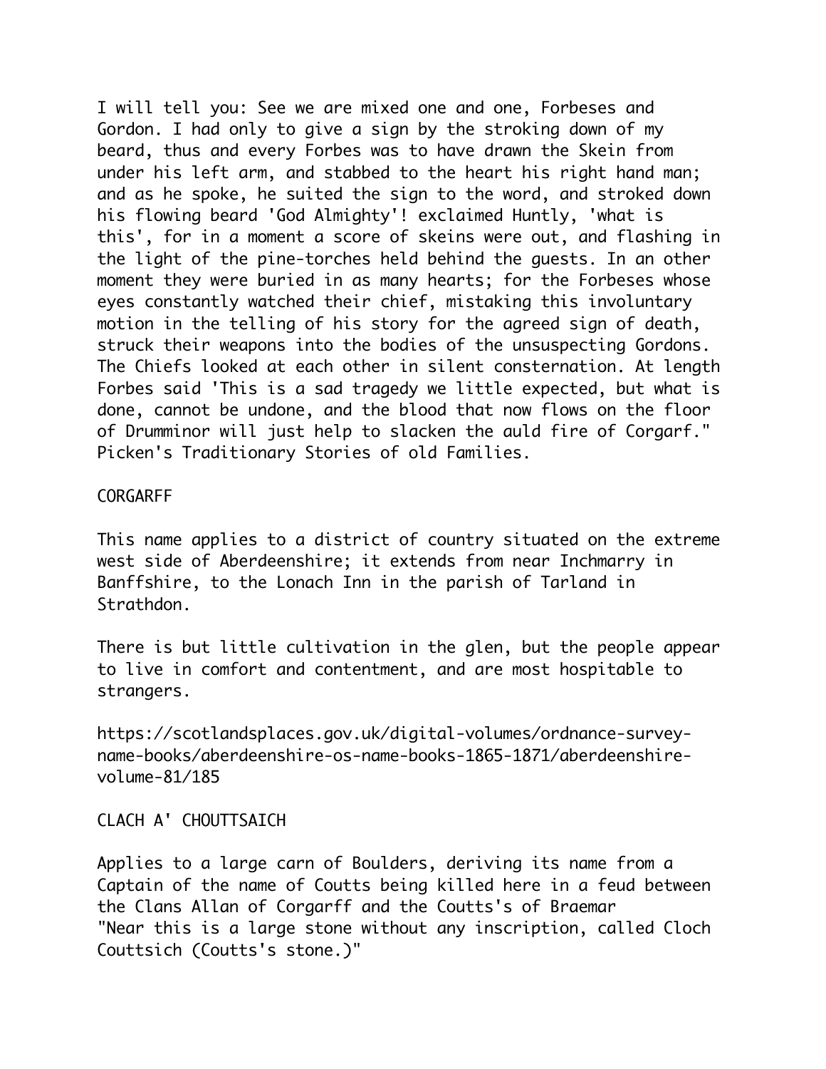I will tell you: See we are mixed one and one, Forbeses and Gordon. I had only to give a sign by the stroking down of my beard, thus and every Forbes was to have drawn the Skein from under his left arm, and stabbed to the heart his right hand man; and as he spoke, he suited the sign to the word, and stroked down his flowing beard 'God Almighty'! exclaimed Huntly, 'what is this', for in a moment a score of skeins were out, and flashing in the light of the pine-torches held behind the guests. In an other moment they were buried in as many hearts; for the Forbeses whose eyes constantly watched their chief, mistaking this involuntary motion in the telling of his story for the agreed sign of death, struck their weapons into the bodies of the unsuspecting Gordons. The Chiefs looked at each other in silent consternation. At length Forbes said 'This is a sad tragedy we little expected, but what is done, cannot be undone, and the blood that now flows on the floor of Drumminor will just help to slacken the auld fire of Corgarf." Picken's Traditionary Stories of old Families.

CORGARFF

This name applies to a district of country situated on the extreme west side of Aberdeenshire; it extends from near Inchmarry in Banffshire, to the Lonach Inn in the parish of Tarland in Strathdon.

There is but little cultivation in the glen, but the people appear to live in comfort and contentment, and are most hospitable to strangers.

https://scotlandsplaces.gov.uk/digital-volumes/ordnance-survey-name-books/aberdeenshire-os-name-books-1865-1871/aberdeenshire-volume-81/185

CLACH A' CHOUTTSAICH

Applies to a large carn of Boulders, deriving its name from a Captain of the name of Coutts being killed here in a feud between the Clans Allan of Corgarff and the Coutts's of Braemar
"Near this is a large stone without any inscription, called Cloch Couttsich (Coutts's stone.)"